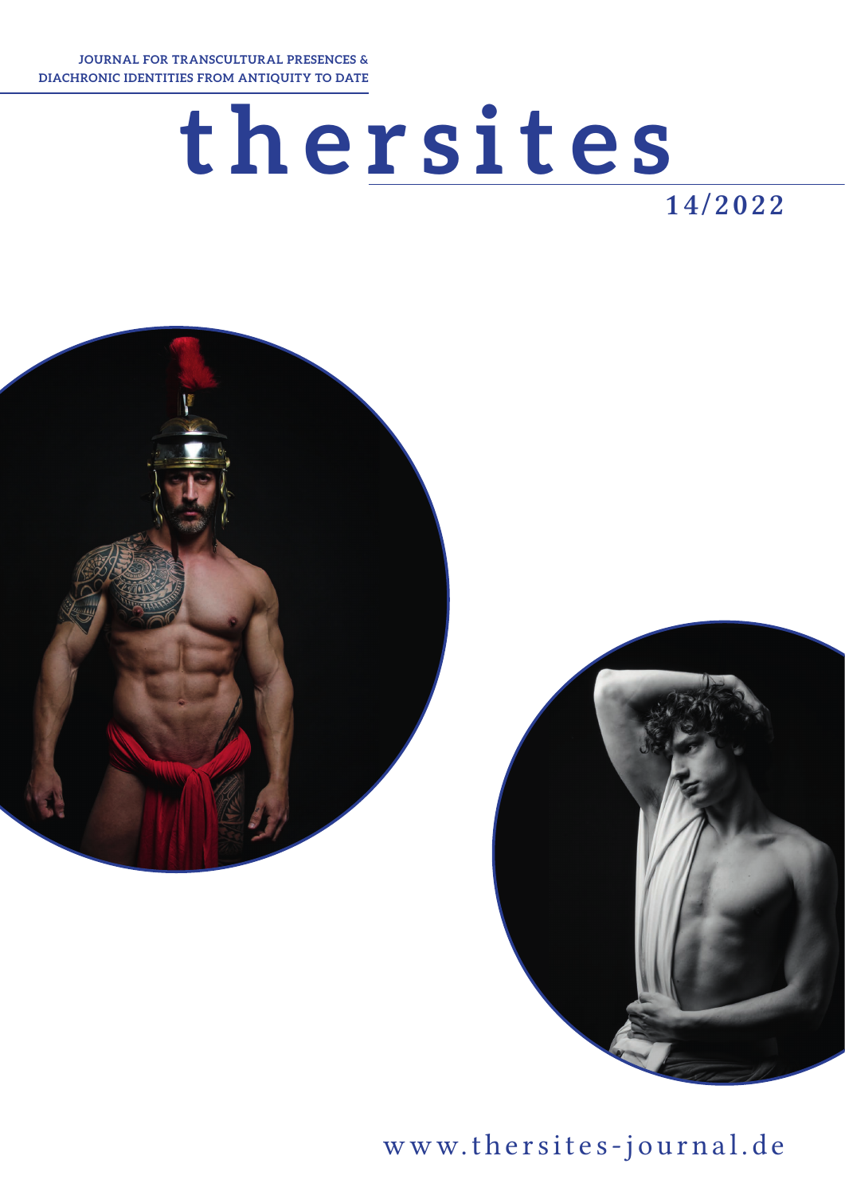JOURNAL FOR TRANSCULTURAL PRESENCES & DIACHRONIC IDENTITIES FROM ANTIQUITY TO DATE

# thersites

14/2022

www.thersites-journal.de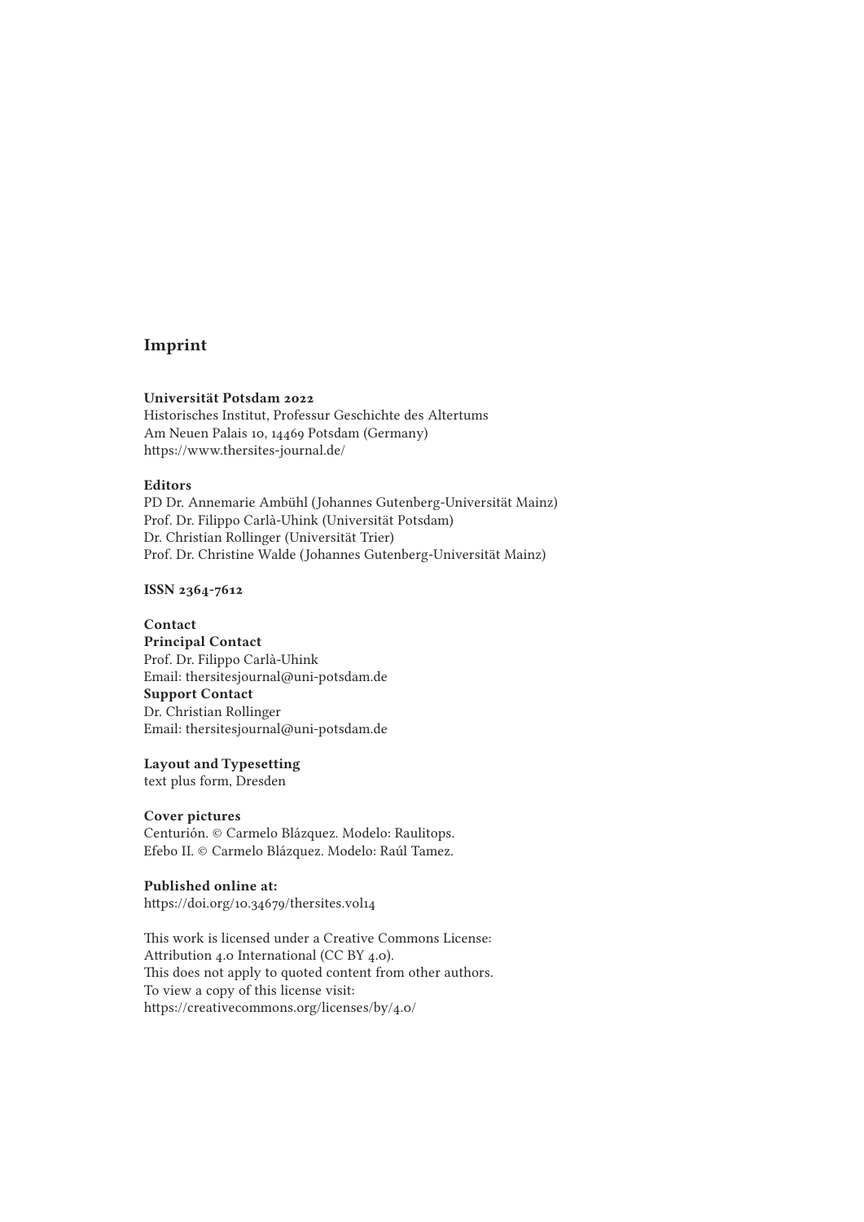## Imprint

**Universität Potsdam 2022**
Historisches Institut, Professur Geschichte des Altertums
Am Neuen Palais 10, 14469 Potsdam (Germany)
https://www.thersites-journal.de/

**Editors**
PD Dr. Annemarie Ambühl (Johannes Gutenberg-Universität Mainz)
Prof. Dr. Filippo Carlà-Uhink (Universität Potsdam)
Dr. Christian Rollinger (Universität Trier)
Prof. Dr. Christine Walde (Johannes Gutenberg-Universität Mainz)

**ISSN 2364-7612**

**Contact**
**Principal Contact**
Prof. Dr. Filippo Carlà-Uhink
Email: thersitesjournal@uni-potsdam.de
**Support Contact**
Dr. Christian Rollinger
Email: thersitesjournal@uni-potsdam.de

**Layout and Typesetting**
text plus form, Dresden

**Cover pictures**
Centurión. © Carmelo Blázquez. Modelo: Raulitops.
Efebo II. © Carmelo Blázquez. Modelo: Raúl Tamez.

**Published online at:**
https://doi.org/10.34679/thersites.vol14

This work is licensed under a Creative Commons License:
Attribution 4.0 International (CC BY 4.0).
This does not apply to quoted content from other authors.
To view a copy of this license visit:
https://creativecommons.org/licenses/by/4.0/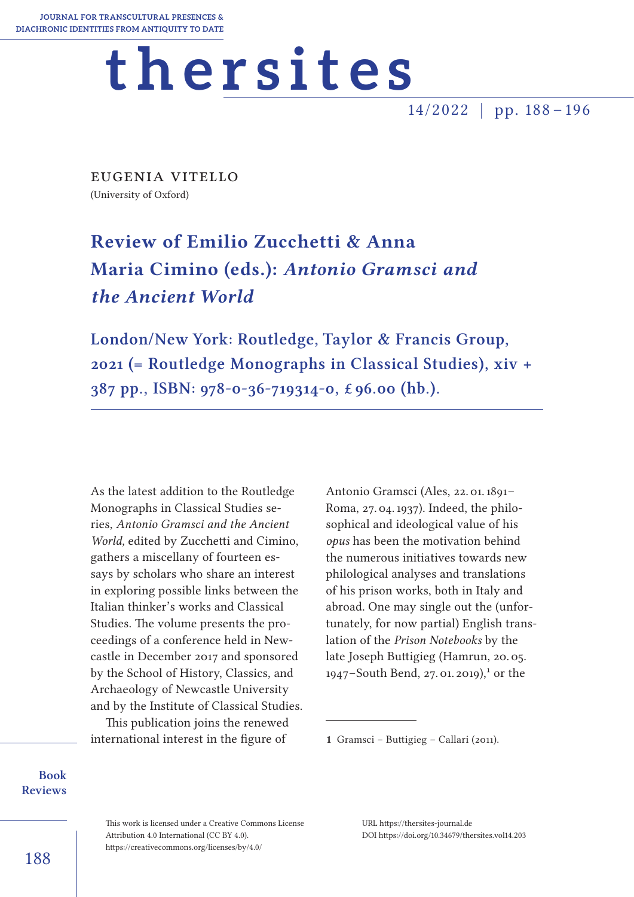Eugenia Vitello
(University of Oxford)

# Review of Emilio Zucchetti & Anna Maria Cimino (eds.): *Antonio Gramsci and the Ancient World*

## London/New York: Routledge, Taylor & Francis Group, 2021 (= Routledge Monographs in Classical Studies), xiv + 387 pp., ISBN: 978-0-36-719314-0, £ 96.00 (hb.).

As the latest addition to the Routledge Monographs in Classical Studies series, *Antonio Gramsci and the Ancient World,* edited by Zucchetti and Cimino, gathers a miscellany of fourteen essays by scholars who share an interest in exploring possible links between the Italian thinker's works and Classical Studies. The volume presents the proceedings of a conference held in Newcastle in December 2017 and sponsored by the School of History, Classics, and Archaeology of Newcastle University and by the Institute of Classical Studies.

This publication joins the renewed international interest in the figure of Antonio Gramsci (Ales, 22. 01. 1891–Roma, 27. 04. 1937). Indeed, the philosophical and ideological value of his *opus* has been the motivation behind the numerous initiatives towards new philological analyses and translations of his prison works, both in Italy and abroad. One may single out the (unfortunately, for now partial) English translation of the *Prison Notebooks* by the late Joseph Buttigieg (Hamrun, 20. 05. 1947–South Bend, 27. 01. 2019),[1] or the

1 Gramsci – Buttigieg – Callari (2011).

This work is licensed under a Creative Commons License Attribution 4.0 International (CC BY 4.0). https://creativecommons.org/licenses/by/4.0/

URL https://thersites-journal.de
DOI https://doi.org/10.34679/thersites.vol14.203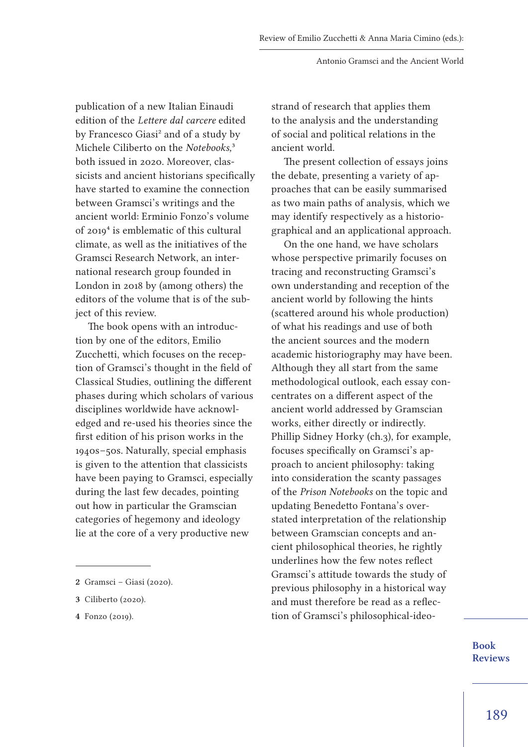publication of a new Italian Einaudi edition of the *Lettere dal carcere* edited by Francesco Giasi[2] and of a study by Michele Ciliberto on the *Notebooks*,[3] both issued in 2020. Moreover, classicists and ancient historians specifically have started to examine the connection between Gramsci's writings and the ancient world: Erminio Fonzo's volume of 2019[4] is emblematic of this cultural climate, as well as the initiatives of the Gramsci Research Network, an international research group founded in London in 2018 by (among others) the editors of the volume that is of the subject of this review.

The book opens with an introduction by one of the editors, Emilio Zucchetti, which focuses on the reception of Gramsci's thought in the field of Classical Studies, outlining the different phases during which scholars of various disciplines worldwide have acknowledged and re-used his theories since the first edition of his prison works in the 1940s–50s. Naturally, special emphasis is given to the attention that classicists have been paying to Gramsci, especially during the last few decades, pointing out how in particular the Gramscian categories of hegemony and ideology lie at the core of a very productive new strand of research that applies them to the analysis and the understanding of social and political relations in the ancient world.

The present collection of essays joins the debate, presenting a variety of approaches that can be easily summarised as two main paths of analysis, which we may identify respectively as a historiographical and an applicational approach.

On the one hand, we have scholars whose perspective primarily focuses on tracing and reconstructing Gramsci's own understanding and reception of the ancient world by following the hints (scattered around his whole production) of what his readings and use of both the ancient sources and the modern academic historiography may have been. Although they all start from the same methodological outlook, each essay concentrates on a different aspect of the ancient world addressed by Gramscian works, either directly or indirectly. Phillip Sidney Horky (ch.3), for example, focuses specifically on Gramsci's approach to ancient philosophy: taking into consideration the scanty passages of the *Prison Notebooks* on the topic and updating Benedetto Fontana's overstated interpretation of the relationship between Gramscian concepts and ancient philosophical theories, he rightly underlines how the few notes reflect Gramsci's attitude towards the study of previous philosophy in a historical way and must therefore be read as a reflection of Gramsci's philosophical-ideo-

---

2 Gramsci – Giasi (2020).

3 Ciliberto (2020).

4 Fonzo (2019).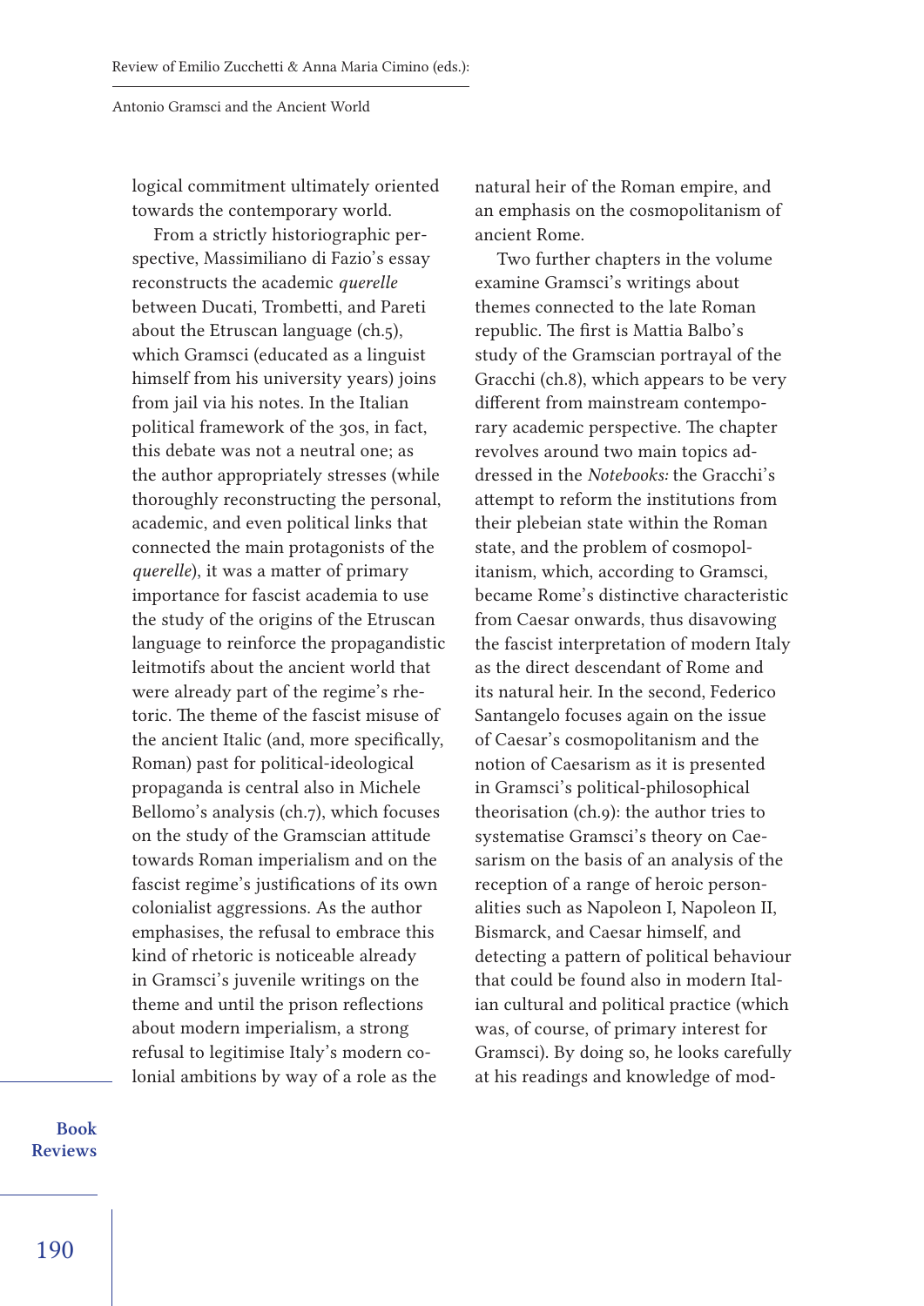logical commitment ultimately oriented towards the contemporary world.

From a strictly historiographic perspective, Massimiliano di Fazio's essay reconstructs the academic *querelle* between Ducati, Trombetti, and Pareti about the Etruscan language (ch.5), which Gramsci (educated as a linguist himself from his university years) joins from jail via his notes. In the Italian political framework of the 30s, in fact, this debate was not a neutral one; as the author appropriately stresses (while thoroughly reconstructing the personal, academic, and even political links that connected the main protagonists of the *querelle*), it was a matter of primary importance for fascist academia to use the study of the origins of the Etruscan language to reinforce the propagandistic leitmotifs about the ancient world that were already part of the regime's rhetoric. The theme of the fascist misuse of the ancient Italic (and, more specifically, Roman) past for political-ideological propaganda is central also in Michele Bellomo's analysis (ch.7), which focuses on the study of the Gramscian attitude towards Roman imperialism and on the fascist regime's justifications of its own colonialist aggressions. As the author emphasises, the refusal to embrace this kind of rhetoric is noticeable already in Gramsci's juvenile writings on the theme and until the prison reflections about modern imperialism, a strong refusal to legitimise Italy's modern colonial ambitions by way of a role as the natural heir of the Roman empire, and an emphasis on the cosmopolitanism of ancient Rome.

Two further chapters in the volume examine Gramsci's writings about themes connected to the late Roman republic. The first is Mattia Balbo's study of the Gramscian portrayal of the Gracchi (ch.8), which appears to be very different from mainstream contemporary academic perspective. The chapter revolves around two main topics addressed in the *Notebooks:* the Gracchi's attempt to reform the institutions from their plebeian state within the Roman state, and the problem of cosmopolitanism, which, according to Gramsci, became Rome's distinctive characteristic from Caesar onwards, thus disavowing the fascist interpretation of modern Italy as the direct descendant of Rome and its natural heir. In the second, Federico Santangelo focuses again on the issue of Caesar's cosmopolitanism and the notion of Caesarism as it is presented in Gramsci's political-philosophical theorisation (ch.9): the author tries to systematise Gramsci's theory on Caesarism on the basis of an analysis of the reception of a range of heroic personalities such as Napoleon I, Napoleon II, Bismarck, and Caesar himself, and detecting a pattern of political behaviour that could be found also in modern Italian cultural and political practice (which was, of course, of primary interest for Gramsci). By doing so, he looks carefully at his readings and knowledge of mod-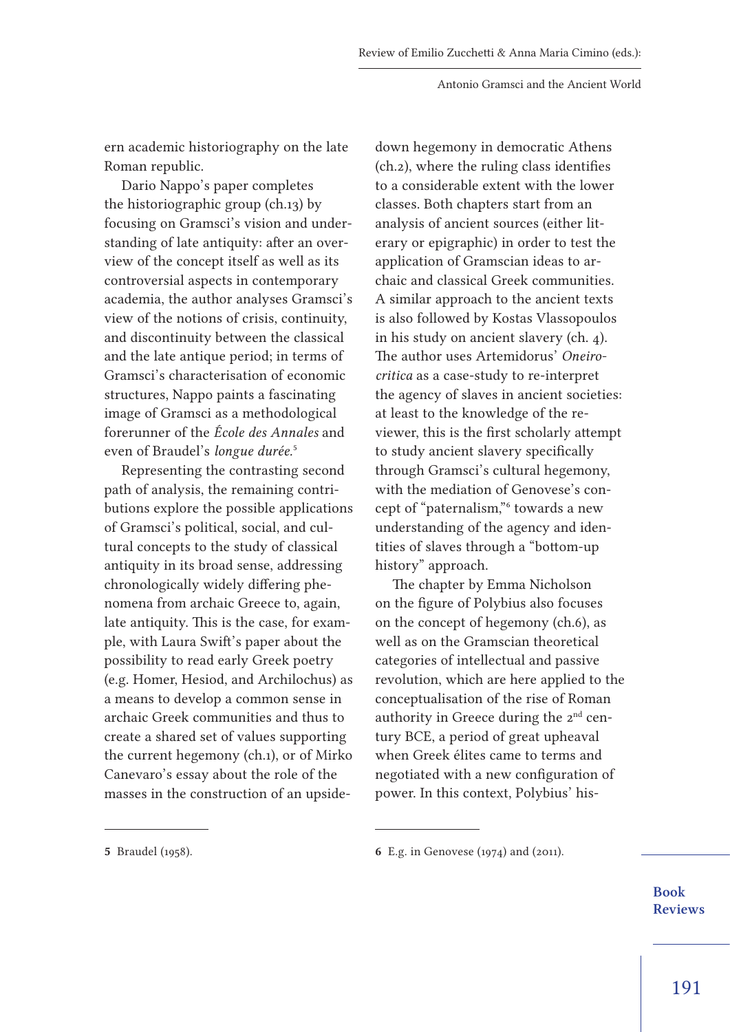ern academic historiography on the late Roman republic.

Dario Nappo's paper completes the historiographic group (ch.13) by focusing on Gramsci's vision and understanding of late antiquity: after an overview of the concept itself as well as its controversial aspects in contemporary academia, the author analyses Gramsci's view of the notions of crisis, continuity, and discontinuity between the classical and the late antique period; in terms of Gramsci's characterisation of economic structures, Nappo paints a fascinating image of Gramsci as a methodological forerunner of the *École des Annales* and even of Braudel's *longue durée*.[5]

Representing the contrasting second path of analysis, the remaining contributions explore the possible applications of Gramsci's political, social, and cultural concepts to the study of classical antiquity in its broad sense, addressing chronologically widely differing phenomena from archaic Greece to, again, late antiquity. This is the case, for example, with Laura Swift's paper about the possibility to read early Greek poetry (e.g. Homer, Hesiod, and Archilochus) as a means to develop a common sense in archaic Greek communities and thus to create a shared set of values supporting the current hegemony (ch.1), or of Mirko Canevaro's essay about the role of the masses in the construction of an upside-down hegemony in democratic Athens (ch.2), where the ruling class identifies to a considerable extent with the lower classes. Both chapters start from an analysis of ancient sources (either literary or epigraphic) in order to test the application of Gramscian ideas to archaic and classical Greek communities. A similar approach to the ancient texts is also followed by Kostas Vlassopoulos in his study on ancient slavery (ch. 4). The author uses Artemidorus' *Oneirocritica* as a case-study to re-interpret the agency of slaves in ancient societies: at least to the knowledge of the reviewer, this is the first scholarly attempt to study ancient slavery specifically through Gramsci's cultural hegemony, with the mediation of Genovese's concept of "paternalism,"[6] towards a new understanding of the agency and identities of slaves through a "bottom-up history" approach.

The chapter by Emma Nicholson on the figure of Polybius also focuses on the concept of hegemony (ch.6), as well as on the Gramscian theoretical categories of intellectual and passive revolution, which are here applied to the conceptualisation of the rise of Roman authority in Greece during the 2nd century BCE, a period of great upheaval when Greek élites came to terms and negotiated with a new configuration of power. In this context, Polybius' his-

---

**5** Braudel (1958).

**6** E.g. in Genovese (1974) and (2011).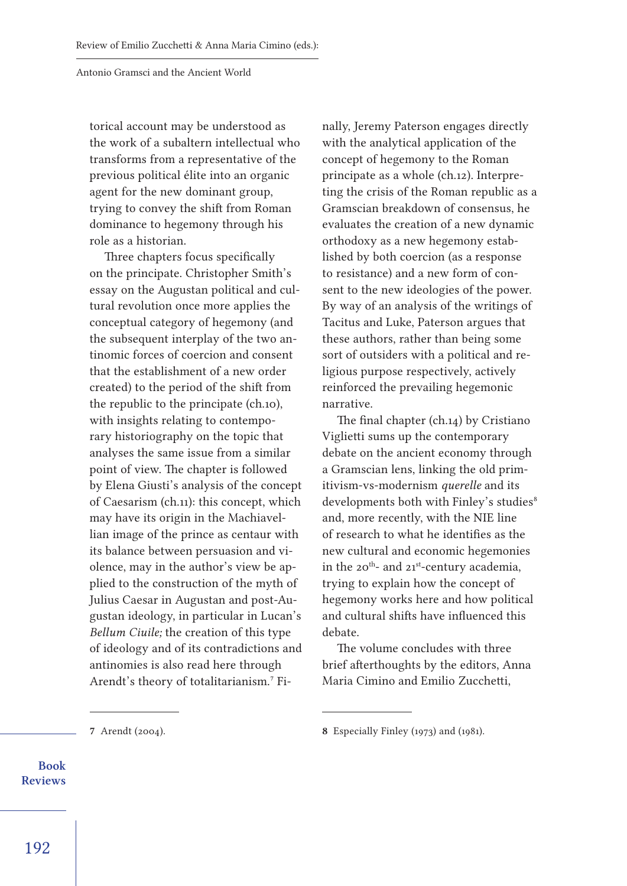torical account may be understood as the work of a subaltern intellectual who transforms from a representative of the previous political élite into an organic agent for the new dominant group, trying to convey the shift from Roman dominance to hegemony through his role as a historian.

Three chapters focus specifically on the principate. Christopher Smith's essay on the Augustan political and cultural revolution once more applies the conceptual category of hegemony (and the subsequent interplay of the two antinomic forces of coercion and consent that the establishment of a new order created) to the period of the shift from the republic to the principate (ch.10), with insights relating to contemporary historiography on the topic that analyses the same issue from a similar point of view. The chapter is followed by Elena Giusti's analysis of the concept of Caesarism (ch.11): this concept, which may have its origin in the Machiavellian image of the prince as centaur with its balance between persuasion and violence, may in the author's view be applied to the construction of the myth of Julius Caesar in Augustan and post-Augustan ideology, in particular in Lucan's *Bellum Ciuile;* the creation of this type of ideology and of its contradictions and antinomies is also read here through Arendt's theory of totalitarianism.[7] Finally, Jeremy Paterson engages directly with the analytical application of the concept of hegemony to the Roman principate as a whole (ch.12). Interpreting the crisis of the Roman republic as a Gramscian breakdown of consensus, he evaluates the creation of a new dynamic orthodoxy as a new hegemony established by both coercion (as a response to resistance) and a new form of consent to the new ideologies of the power. By way of an analysis of the writings of Tacitus and Luke, Paterson argues that these authors, rather than being some sort of outsiders with a political and religious purpose respectively, actively reinforced the prevailing hegemonic narrative.

The final chapter (ch.14) by Cristiano Viglietti sums up the contemporary debate on the ancient economy through a Gramscian lens, linking the old primitivism-vs-modernism *querelle* and its developments both with Finley's studies[8] and, more recently, with the NIE line of research to what he identifies as the new cultural and economic hegemonies in the 20th- and 21st-century academia, trying to explain how the concept of hegemony works here and how political and cultural shifts have influenced this debate.

The volume concludes with three brief afterthoughts by the editors, Anna Maria Cimino and Emilio Zucchetti,

---

7 Arendt (2004).

8 Especially Finley (1973) and (1981).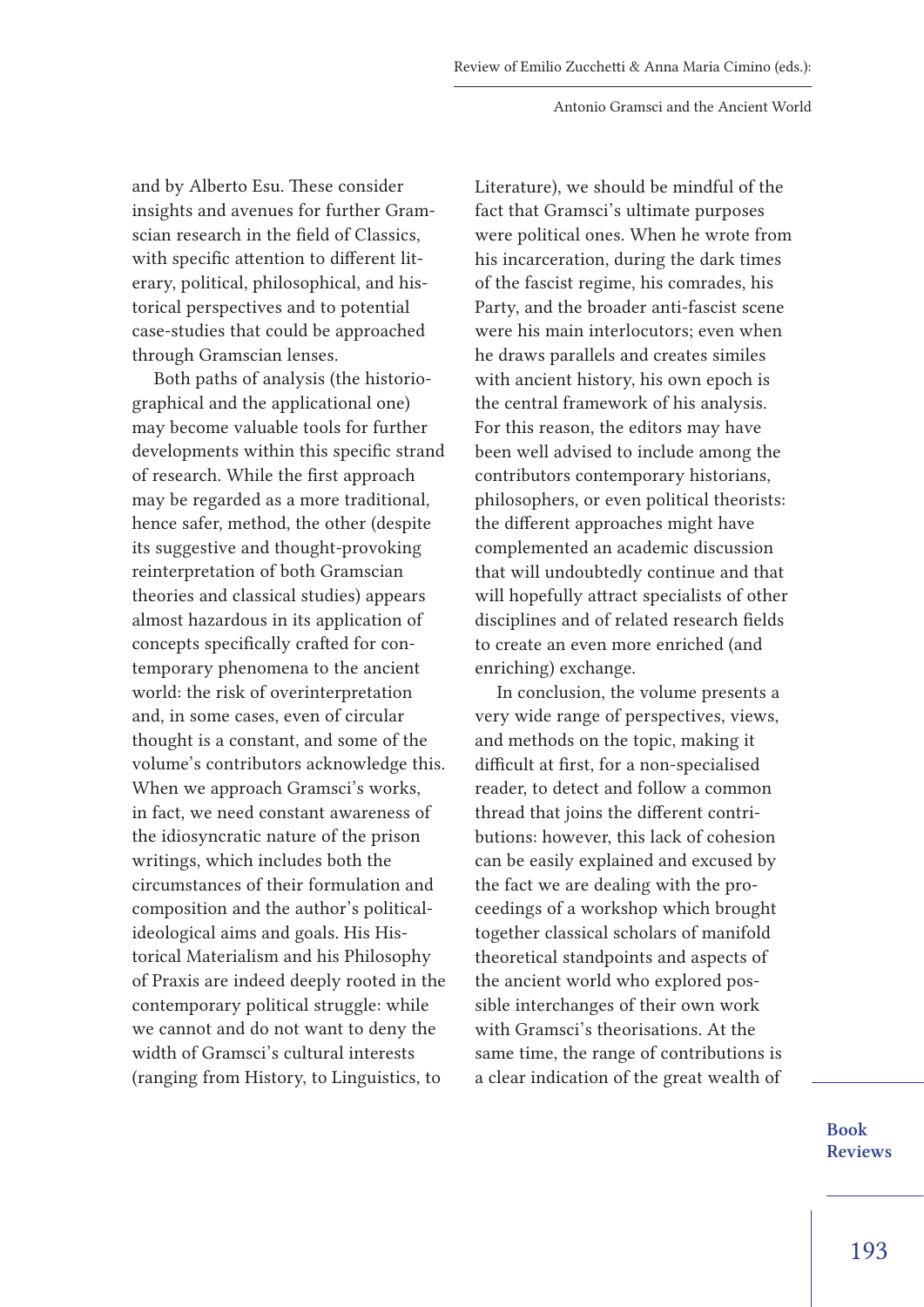and by Alberto Esu. These consider insights and avenues for further Gramscian research in the field of Classics, with specific attention to different literary, political, philosophical, and historical perspectives and to potential case-studies that could be approached through Gramscian lenses.

Both paths of analysis (the historiographical and the applicational one) may become valuable tools for further developments within this specific strand of research. While the first approach may be regarded as a more traditional, hence safer, method, the other (despite its suggestive and thought-provoking reinterpretation of both Gramscian theories and classical studies) appears almost hazardous in its application of concepts specifically crafted for contemporary phenomena to the ancient world: the risk of overinterpretation and, in some cases, even of circular thought is a constant, and some of the volume's contributors acknowledge this. When we approach Gramsci's works, in fact, we need constant awareness of the idiosyncratic nature of the prison writings, which includes both the circumstances of their formulation and composition and the author's political-ideological aims and goals. His Historical Materialism and his Philosophy of Praxis are indeed deeply rooted in the contemporary political struggle: while we cannot and do not want to deny the width of Gramsci's cultural interests (ranging from History, to Linguistics, to Literature), we should be mindful of the fact that Gramsci's ultimate purposes were political ones. When he wrote from his incarceration, during the dark times of the fascist regime, his comrades, his Party, and the broader anti-fascist scene were his main interlocutors; even when he draws parallels and creates similes with ancient history, his own epoch is the central framework of his analysis. For this reason, the editors may have been well advised to include among the contributors contemporary historians, philosophers, or even political theorists: the different approaches might have complemented an academic discussion that will undoubtedly continue and that will hopefully attract specialists of other disciplines and of related research fields to create an even more enriched (and enriching) exchange.

In conclusion, the volume presents a very wide range of perspectives, views, and methods on the topic, making it difficult at first, for a non-specialised reader, to detect and follow a common thread that joins the different contributions: however, this lack of cohesion can be easily explained and excused by the fact we are dealing with the proceedings of a workshop which brought together classical scholars of manifold theoretical standpoints and aspects of the ancient world who explored possible interchanges of their own work with Gramsci's theorisations. At the same time, the range of contributions is a clear indication of the great wealth of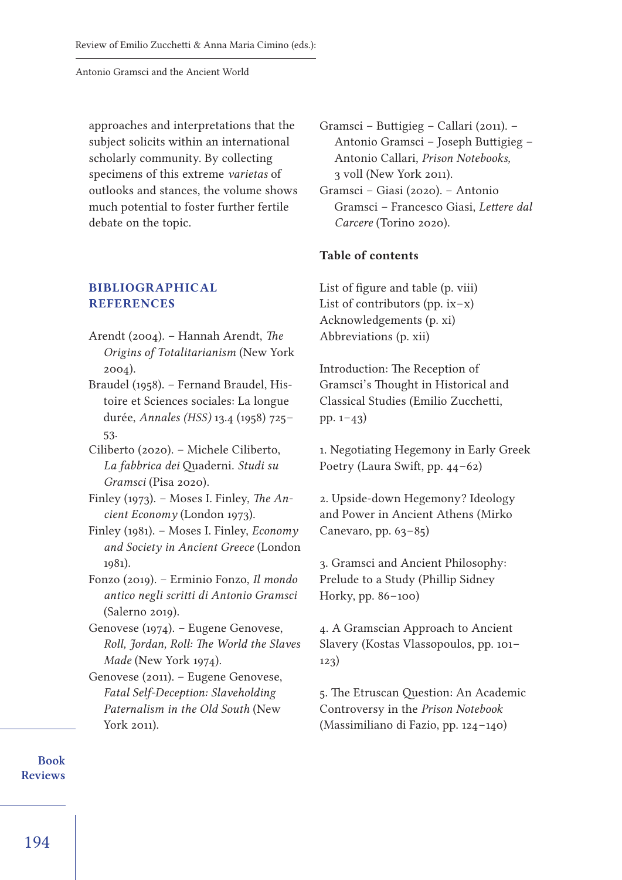approaches and interpretations that the subject solicits within an international scholarly community. By collecting specimens of this extreme *varietas* of outlooks and stances, the volume shows much potential to foster further fertile debate on the topic.

## BIBLIOGRAPHICAL REFERENCES

Arendt (2004). – Hannah Arendt, *The Origins of Totalitarianism* (New York 2004).

Braudel (1958). – Fernand Braudel, Histoire et Sciences sociales: La longue durée, *Annales (HSS)* 13.4 (1958) 725–53.

Ciliberto (2020). – Michele Ciliberto, *La fabbrica dei* Quaderni. *Studi su Gramsci* (Pisa 2020).

Finley (1973). – Moses I. Finley, *The Ancient Economy* (London 1973).

Finley (1981). – Moses I. Finley, *Economy and Society in Ancient Greece* (London 1981).

Fonzo (2019). – Erminio Fonzo, *Il mondo antico negli scritti di Antonio Gramsci* (Salerno 2019).

Genovese (1974). – Eugene Genovese, *Roll, Jordan, Roll: The World the Slaves Made* (New York 1974).

Genovese (2011). – Eugene Genovese, *Fatal Self-Deception: Slaveholding Paternalism in the Old South* (New York 2011).

Gramsci – Buttigieg – Callari (2011). – Antonio Gramsci – Joseph Buttigieg – Antonio Callari, *Prison Notebooks,* 3 voll (New York 2011).

Gramsci – Giasi (2020). – Antonio Gramsci – Francesco Giasi, *Lettere dal Carcere* (Torino 2020).

**Table of contents**

List of figure and table (p. viii)
List of contributors (pp. ix–x)
Acknowledgements (p. xi)
Abbreviations (p. xii)

Introduction: The Reception of Gramsci's Thought in Historical and Classical Studies (Emilio Zucchetti, pp. 1–43)

1. Negotiating Hegemony in Early Greek Poetry (Laura Swift, pp. 44–62)

2. Upside-down Hegemony? Ideology and Power in Ancient Athens (Mirko Canevaro, pp. 63–85)

3. Gramsci and Ancient Philosophy: Prelude to a Study (Phillip Sidney Horky, pp. 86–100)

4. A Gramscian Approach to Ancient Slavery (Kostas Vlassopoulos, pp. 101–123)

5. The Etruscan Question: An Academic Controversy in the *Prison Notebook* (Massimiliano di Fazio, pp. 124–140)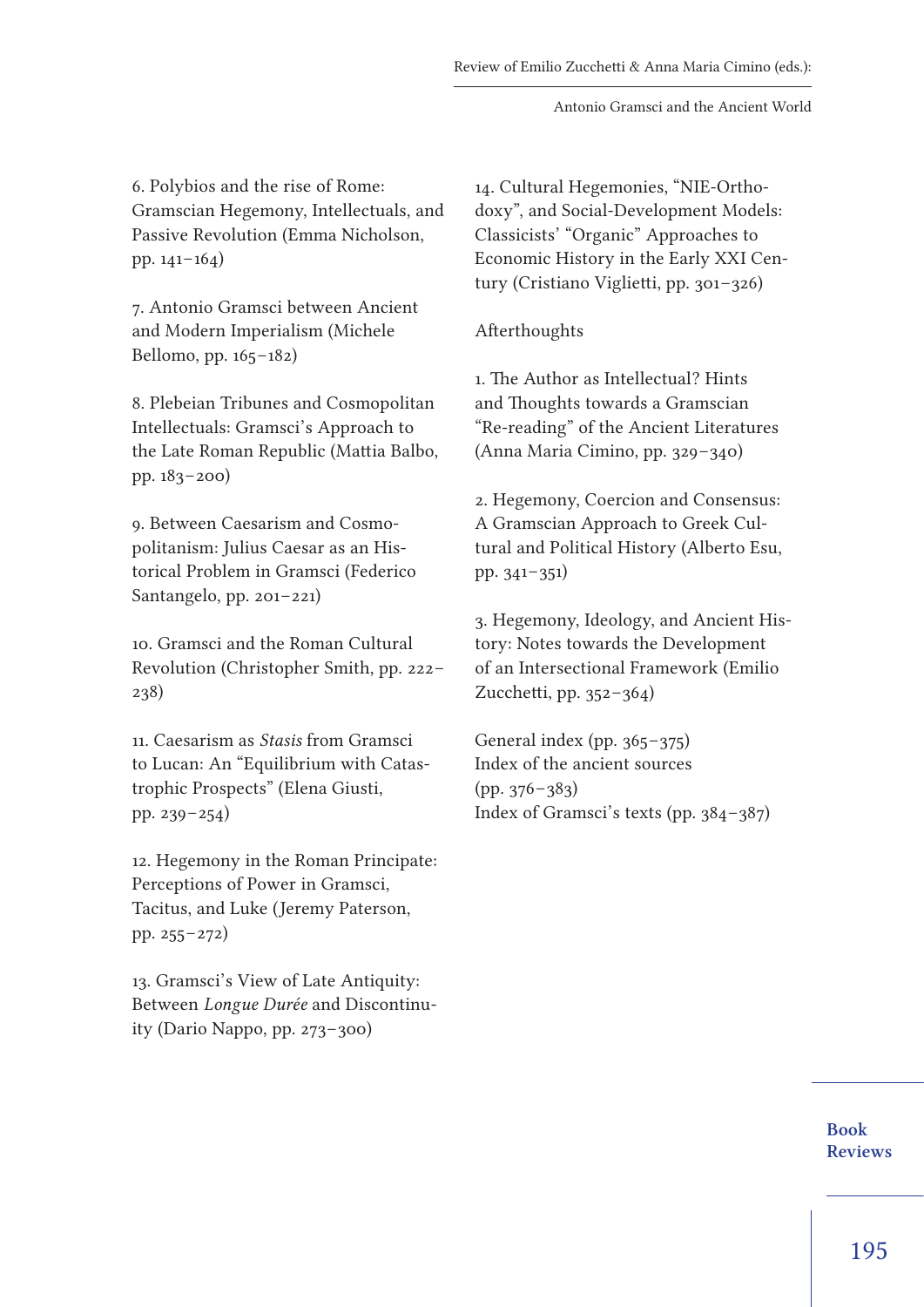6. Polybios and the rise of Rome: Gramscian Hegemony, Intellectuals, and Passive Revolution (Emma Nicholson, pp. 141–164)

7. Antonio Gramsci between Ancient and Modern Imperialism (Michele Bellomo, pp. 165–182)

8. Plebeian Tribunes and Cosmopolitan Intellectuals: Gramsci's Approach to the Late Roman Republic (Mattia Balbo, pp. 183–200)

9. Between Caesarism and Cosmopolitanism: Julius Caesar as an Historical Problem in Gramsci (Federico Santangelo, pp. 201–221)

10. Gramsci and the Roman Cultural Revolution (Christopher Smith, pp. 222–238)

11. Caesarism as *Stasis* from Gramsci to Lucan: An "Equilibrium with Catastrophic Prospects" (Elena Giusti, pp. 239–254)

12. Hegemony in the Roman Principate: Perceptions of Power in Gramsci, Tacitus, and Luke (Jeremy Paterson, pp. 255–272)

13. Gramsci's View of Late Antiquity: Between *Longue Durée* and Discontinuity (Dario Nappo, pp. 273–300)

14. Cultural Hegemonies, "NIE-Orthodoxy", and Social-Development Models: Classicists' "Organic" Approaches to Economic History in the Early XXI Century (Cristiano Viglietti, pp. 301–326)

Afterthoughts

1. The Author as Intellectual? Hints and Thoughts towards a Gramscian "Re-reading" of the Ancient Literatures (Anna Maria Cimino, pp. 329–340)

2. Hegemony, Coercion and Consensus: A Gramscian Approach to Greek Cultural and Political History (Alberto Esu, pp. 341–351)

3. Hegemony, Ideology, and Ancient History: Notes towards the Development of an Intersectional Framework (Emilio Zucchetti, pp. 352–364)

General index (pp. 365–375)
Index of the ancient sources (pp. 376–383)
Index of Gramsci's texts (pp. 384–387)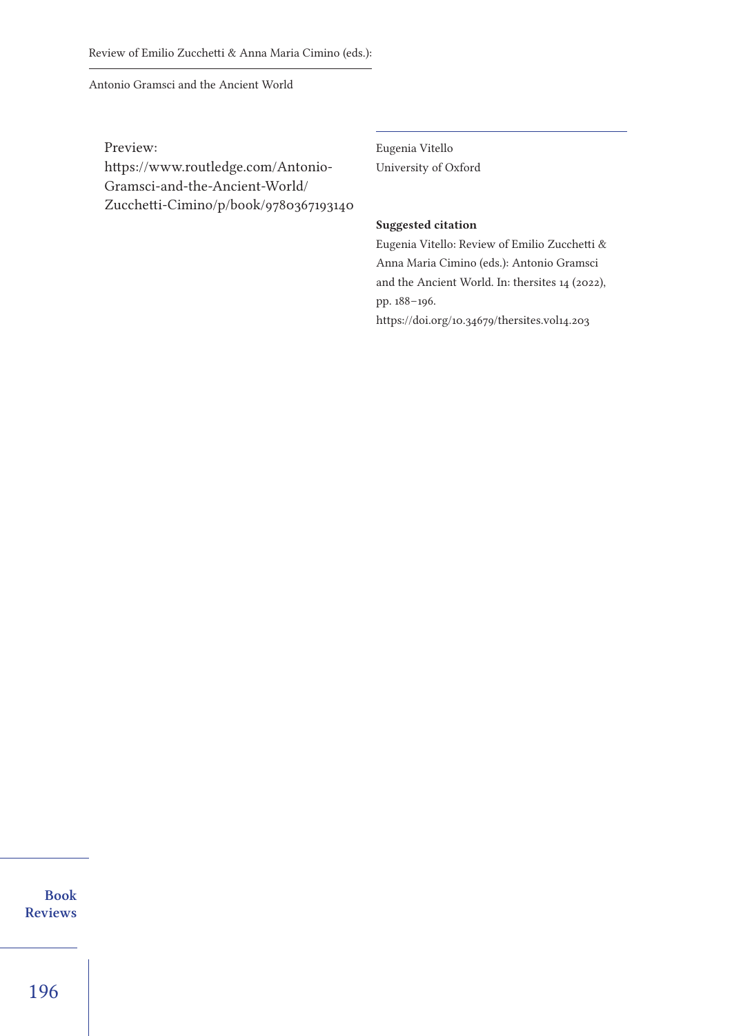Preview:
https://www.routledge.com/Antonio-Gramsci-and-the-Ancient-World/Zucchetti-Cimino/p/book/9780367193140

Eugenia Vitello
University of Oxford

**Suggested citation**

Eugenia Vitello: Review of Emilio Zucchetti & Anna Maria Cimino (eds.): Antonio Gramsci and the Ancient World. In: thersites 14 (2022), pp. 188–196.
https://doi.org/10.34679/thersites.vol14.203